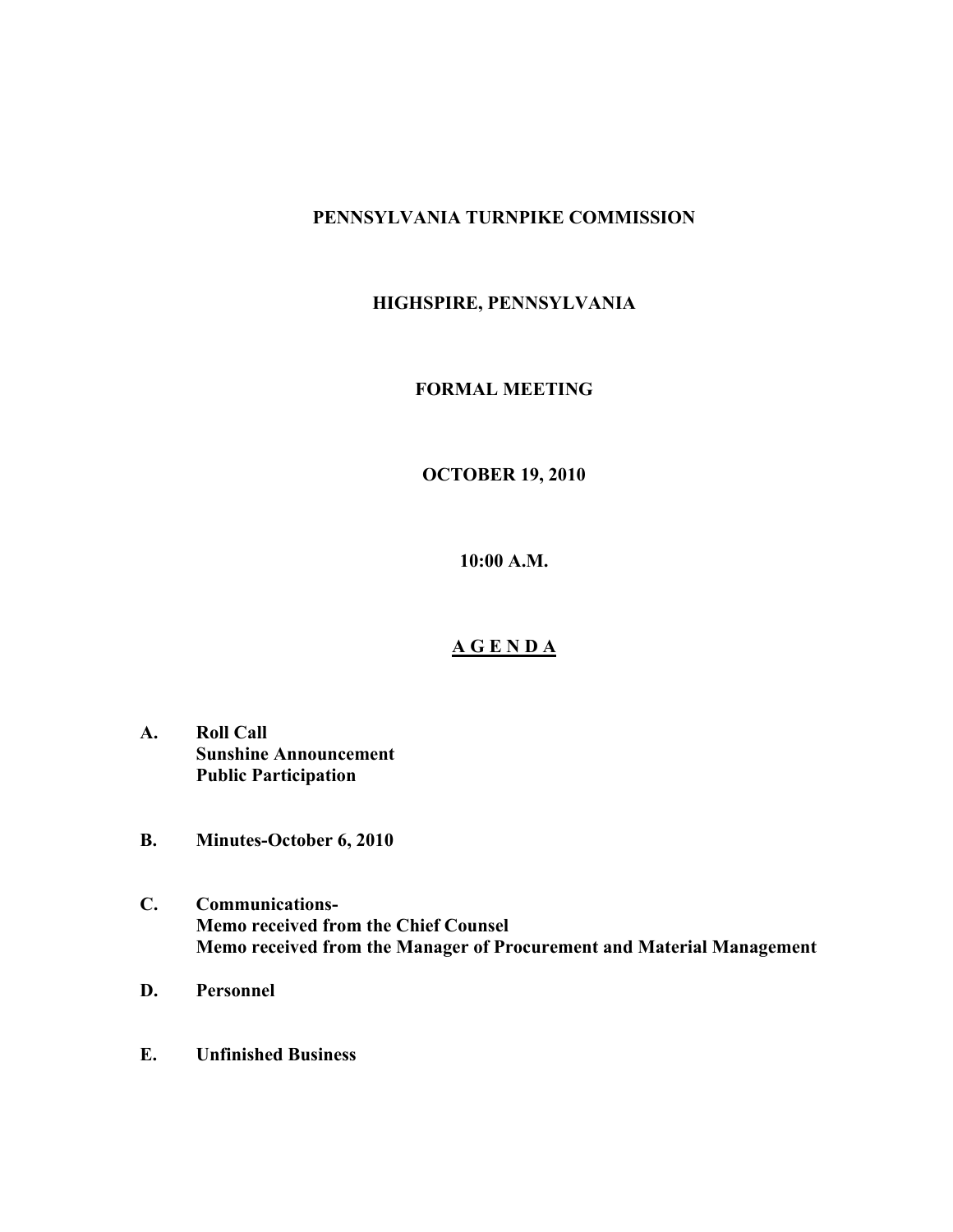# PENNSYLVANIA TURNPIKE COMMISSION

## HIGHSPIRE, PENNSYLVANIA

## FORMAL MEETING

## OCTOBER 19, 2010

## 10:00 A.M.

## A G E N D A

**A. Roll Call**
**Sunshine Announcement**
**Public Participation**

**B. Minutes-October 6, 2010**

**C. Communications-**
**Memo received from the Chief Counsel**
**Memo received from the Manager of Procurement and Material Management**

**D. Personnel**

**E. Unfinished Business**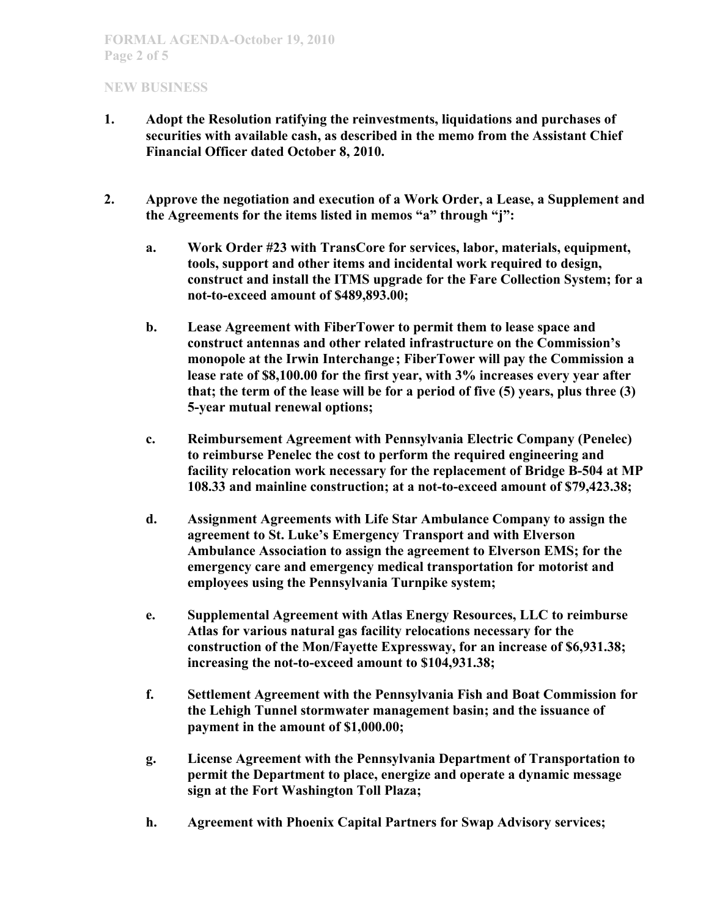## NEW BUSINESS

1. **Adopt the Resolution ratifying the reinvestments, liquidations and purchases of securities with available cash, as described in the memo from the Assistant Chief Financial Officer dated October 8, 2010.**

2. **Approve the negotiation and execution of a Work Order, a Lease, a Supplement and the Agreements for the items listed in memos "a" through "j":**

   a. **Work Order #23 with TransCore for services, labor, materials, equipment, tools, support and other items and incidental work required to design, construct and install the ITMS upgrade for the Fare Collection System; for a not-to-exceed amount of $489,893.00;**

   b. **Lease Agreement with FiberTower to permit them to lease space and construct antennas and other related infrastructure on the Commission's monopole at the Irwin Interchange; FiberTower will pay the Commission a lease rate of $8,100.00 for the first year, with 3% increases every year after that; the term of the lease will be for a period of five (5) years, plus three (3) 5-year mutual renewal options;**

   c. **Reimbursement Agreement with Pennsylvania Electric Company (Penelec) to reimburse Penelec the cost to perform the required engineering and facility relocation work necessary for the replacement of Bridge B-504 at MP 108.33 and mainline construction; at a not-to-exceed amount of $79,423.38;**

   d. **Assignment Agreements with Life Star Ambulance Company to assign the agreement to St. Luke's Emergency Transport and with Elverson Ambulance Association to assign the agreement to Elverson EMS; for the emergency care and emergency medical transportation for motorist and employees using the Pennsylvania Turnpike system;**

   e. **Supplemental Agreement with Atlas Energy Resources, LLC to reimburse Atlas for various natural gas facility relocations necessary for the construction of the Mon/Fayette Expressway, for an increase of $6,931.38; increasing the not-to-exceed amount to $104,931.38;**

   f. **Settlement Agreement with the Pennsylvania Fish and Boat Commission for the Lehigh Tunnel stormwater management basin; and the issuance of payment in the amount of $1,000.00;**

   g. **License Agreement with the Pennsylvania Department of Transportation to permit the Department to place, energize and operate a dynamic message sign at the Fort Washington Toll Plaza;**

   h. **Agreement with Phoenix Capital Partners for Swap Advisory services;**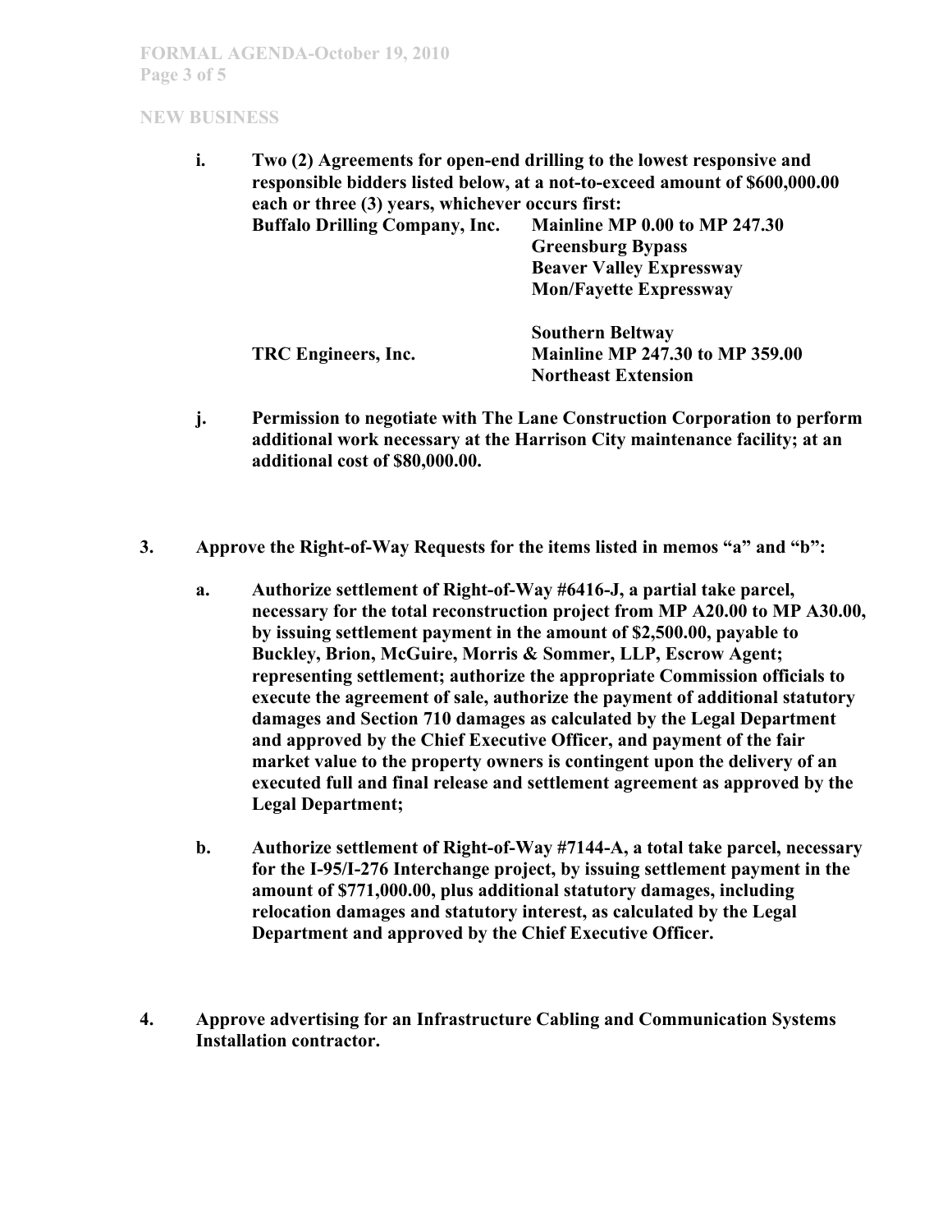**NEW BUSINESS**

**i. Two (2) Agreements for open-end drilling to the lowest responsive and responsible bidders listed below, at a not-to-exceed amount of $600,000.00 each or three (3) years, whichever occurs first:**

| | |
|---|---|
| **Buffalo Drilling Company, Inc.** | **Mainline MP 0.00 to MP 247.30** |
| | **Greensburg Bypass** |
| | **Beaver Valley Expressway** |
| | **Mon/Fayette Expressway** |
| | **Southern Beltway** |
| **TRC Engineers, Inc.** | **Mainline MP 247.30 to MP 359.00** |
| | **Northeast Extension** |

**j. Permission to negotiate with The Lane Construction Corporation to perform additional work necessary at the Harrison City maintenance facility; at an additional cost of $80,000.00.**

**3. Approve the Right-of-Way Requests for the items listed in memos "a" and "b":**

**a. Authorize settlement of Right-of-Way #6416-J, a partial take parcel, necessary for the total reconstruction project from MP A20.00 to MP A30.00, by issuing settlement payment in the amount of $2,500.00, payable to Buckley, Brion, McGuire, Morris & Sommer, LLP, Escrow Agent; representing settlement; authorize the appropriate Commission officials to execute the agreement of sale, authorize the payment of additional statutory damages and Section 710 damages as calculated by the Legal Department and approved by the Chief Executive Officer, and payment of the fair market value to the property owners is contingent upon the delivery of an executed full and final release and settlement agreement as approved by the Legal Department;**

**b. Authorize settlement of Right-of-Way #7144-A, a total take parcel, necessary for the I-95/I-276 Interchange project, by issuing settlement payment in the amount of $771,000.00, plus additional statutory damages, including relocation damages and statutory interest, as calculated by the Legal Department and approved by the Chief Executive Officer.**

**4. Approve advertising for an Infrastructure Cabling and Communication Systems Installation contractor.**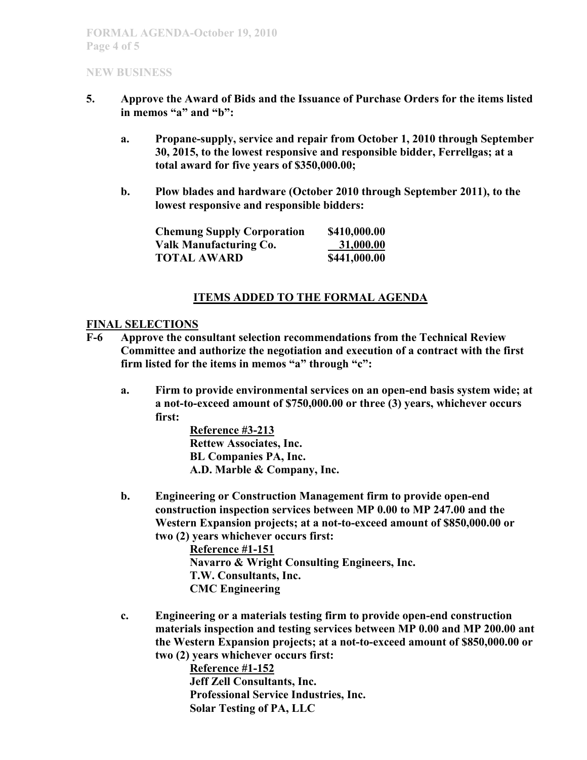## NEW BUSINESS

**5. Approve the Award of Bids and the Issuance of Purchase Orders for the items listed in memos "a" and "b":**

**a. Propane-supply, service and repair from October 1, 2010 through September 30, 2015, to the lowest responsive and responsible bidder, Ferrellgas; at a total award for five years of $350,000.00;**

**b. Plow blades and hardware (October 2010 through September 2011), to the lowest responsive and responsible bidders:**

| | |
|---|---|
| **Chemung Supply Corporation** | **$410,000.00** |
| **Valk Manufacturing Co.** | **31,000.00** |
| **TOTAL AWARD** | **$441,000.00** |

## ITEMS ADDED TO THE FORMAL AGENDA

### FINAL SELECTIONS

**F-6 Approve the consultant selection recommendations from the Technical Review Committee and authorize the negotiation and execution of a contract with the first firm listed for the items in memos "a" through "c":**

**a. Firm to provide environmental services on an open-end basis system wide; at a not-to-exceed amount of $750,000.00 or three (3) years, whichever occurs first:**

**Reference #3-213**
**Rettew Associates, Inc.**
**BL Companies PA, Inc.**
**A.D. Marble & Company, Inc.**

**b. Engineering or Construction Management firm to provide open-end construction inspection services between MP 0.00 to MP 247.00 and the Western Expansion projects; at a not-to-exceed amount of $850,000.00 or two (2) years whichever occurs first:**

**Reference #1-151**
**Navarro & Wright Consulting Engineers, Inc.**
**T.W. Consultants, Inc.**
**CMC Engineering**

**c. Engineering or a materials testing firm to provide open-end construction materials inspection and testing services between MP 0.00 and MP 200.00 ant the Western Expansion projects; at a not-to-exceed amount of $850,000.00 or two (2) years whichever occurs first:**

**Reference #1-152**
**Jeff Zell Consultants, Inc.**
**Professional Service Industries, Inc.**
**Solar Testing of PA, LLC**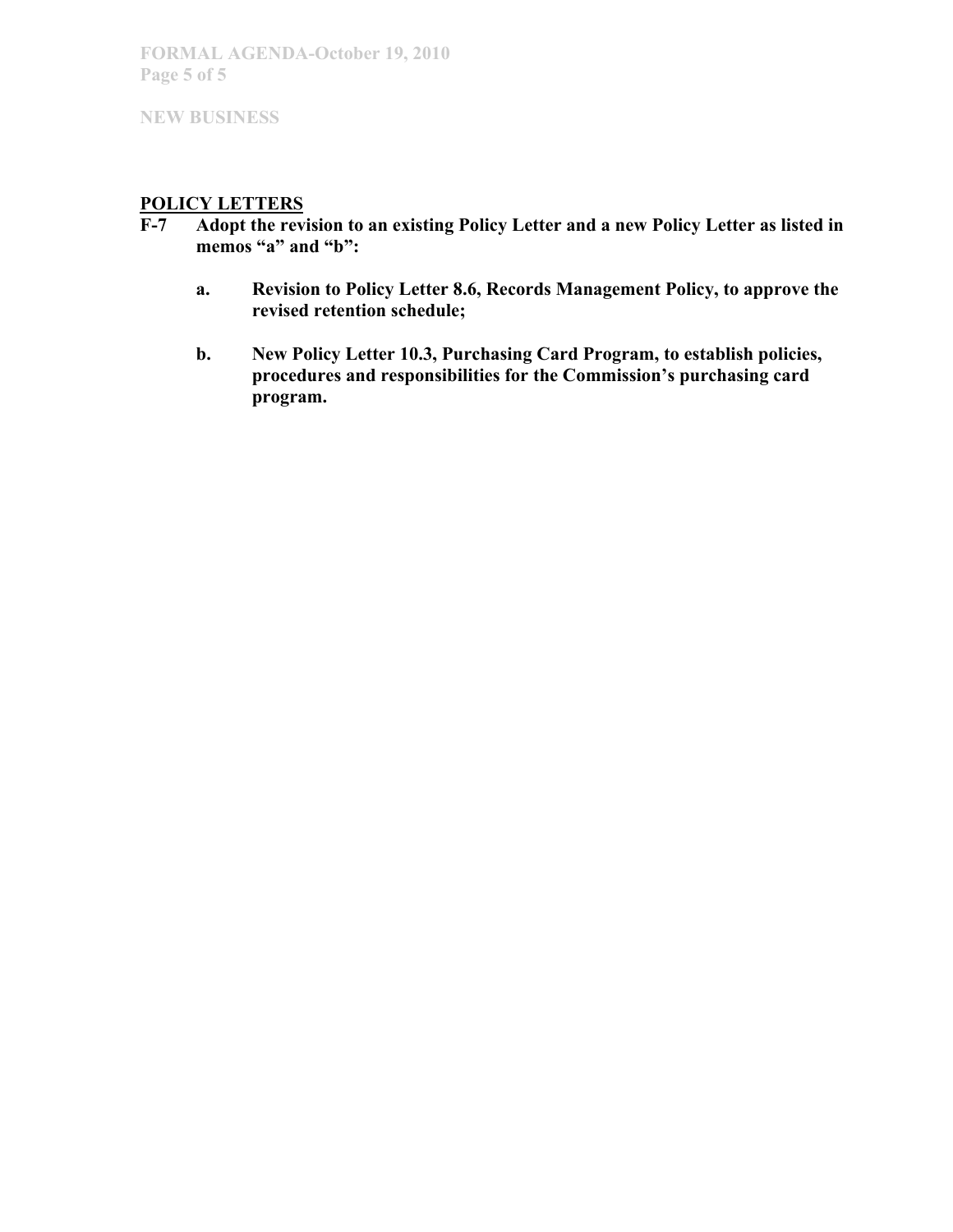**NEW BUSINESS**

## POLICY LETTERS

**F-7 Adopt the revision to an existing Policy Letter and a new Policy Letter as listed in memos "a" and "b":**

**a. Revision to Policy Letter 8.6, Records Management Policy, to approve the revised retention schedule;**

**b. New Policy Letter 10.3, Purchasing Card Program, to establish policies, procedures and responsibilities for the Commission's purchasing card program.**